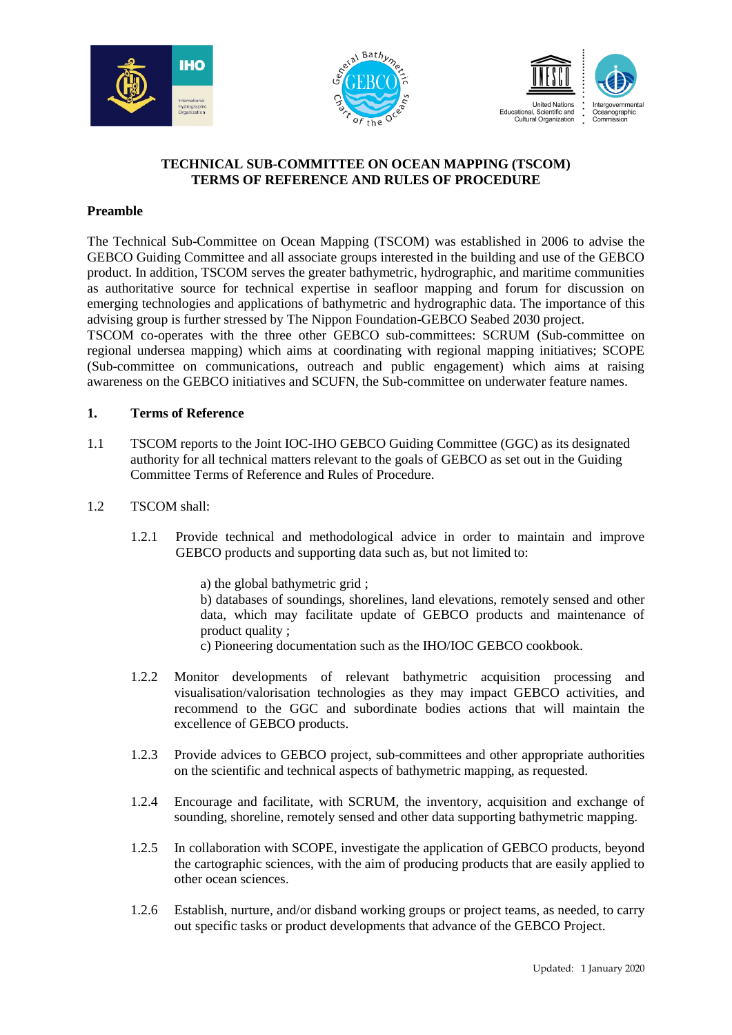# TECHNICAL SUB-COMMITTEE ON OCEAN MAPPING (TSCOM)
# TERMS OF REFERENCE AND RULES OF PROCEDURE

## Preamble

The Technical Sub-Committee on Ocean Mapping (TSCOM) was established in 2006 to advise the GEBCO Guiding Committee and all associate groups interested in the building and use of the GEBCO product. In addition, TSCOM serves the greater bathymetric, hydrographic, and maritime communities as authoritative source for technical expertise in seafloor mapping and forum for discussion on emerging technologies and applications of bathymetric and hydrographic data. The importance of this advising group is further stressed by The Nippon Foundation-GEBCO Seabed 2030 project.
TSCOM co-operates with the three other GEBCO sub-committees: SCRUM (Sub-committee on regional undersea mapping) which aims at coordinating with regional mapping initiatives; SCOPE (Sub-committee on communications, outreach and public engagement) which aims at raising awareness on the GEBCO initiatives and SCUFN, the Sub-committee on underwater feature names.

## 1. Terms of Reference

1.1 TSCOM reports to the Joint IOC-IHO GEBCO Guiding Committee (GGC) as its designated authority for all technical matters relevant to the goals of GEBCO as set out in the Guiding Committee Terms of Reference and Rules of Procedure.

1.2 TSCOM shall:

1.2.1 Provide technical and methodological advice in order to maintain and improve GEBCO products and supporting data such as, but not limited to:

a) the global bathymetric grid ;
b) databases of soundings, shorelines, land elevations, remotely sensed and other data, which may facilitate update of GEBCO products and maintenance of product quality ;
c) Pioneering documentation such as the IHO/IOC GEBCO cookbook.

1.2.2 Monitor developments of relevant bathymetric acquisition processing and visualisation/valorisation technologies as they may impact GEBCO activities, and recommend to the GGC and subordinate bodies actions that will maintain the excellence of GEBCO products.

1.2.3 Provide advices to GEBCO project, sub-committees and other appropriate authorities on the scientific and technical aspects of bathymetric mapping, as requested.

1.2.4 Encourage and facilitate, with SCRUM, the inventory, acquisition and exchange of sounding, shoreline, remotely sensed and other data supporting bathymetric mapping.

1.2.5 In collaboration with SCOPE, investigate the application of GEBCO products, beyond the cartographic sciences, with the aim of producing products that are easily applied to other ocean sciences.

1.2.6 Establish, nurture, and/or disband working groups or project teams, as needed, to carry out specific tasks or product developments that advance of the GEBCO Project.

Updated: 1 January 2020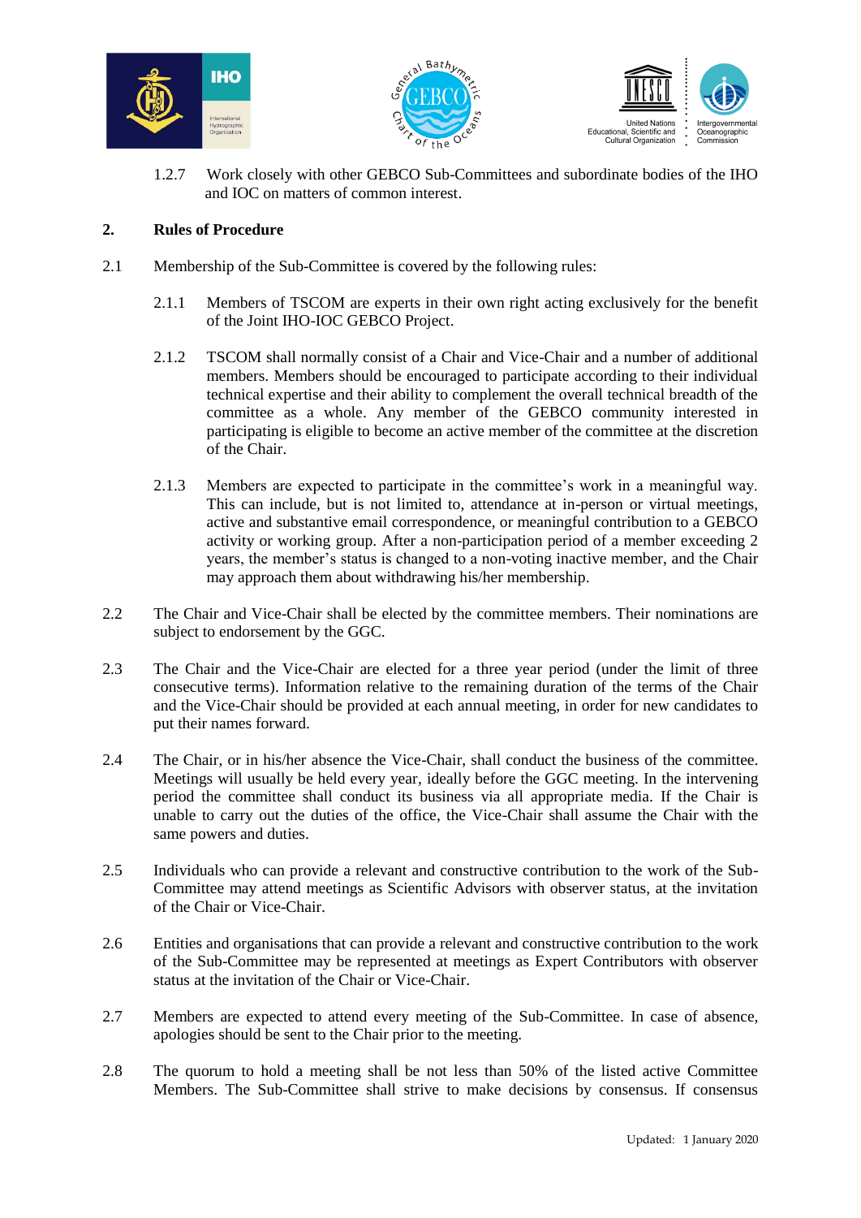1.2.7 Work closely with other GEBCO Sub-Committees and subordinate bodies of the IHO and IOC on matters of common interest.

## 2. Rules of Procedure

2.1 Membership of the Sub-Committee is covered by the following rules:

2.1.1 Members of TSCOM are experts in their own right acting exclusively for the benefit of the Joint IHO-IOC GEBCO Project.

2.1.2 TSCOM shall normally consist of a Chair and Vice-Chair and a number of additional members. Members should be encouraged to participate according to their individual technical expertise and their ability to complement the overall technical breadth of the committee as a whole. Any member of the GEBCO community interested in participating is eligible to become an active member of the committee at the discretion of the Chair.

2.1.3 Members are expected to participate in the committee's work in a meaningful way. This can include, but is not limited to, attendance at in-person or virtual meetings, active and substantive email correspondence, or meaningful contribution to a GEBCO activity or working group. After a non-participation period of a member exceeding 2 years, the member's status is changed to a non-voting inactive member, and the Chair may approach them about withdrawing his/her membership.

2.2 The Chair and Vice-Chair shall be elected by the committee members. Their nominations are subject to endorsement by the GGC.

2.3 The Chair and the Vice-Chair are elected for a three year period (under the limit of three consecutive terms). Information relative to the remaining duration of the terms of the Chair and the Vice-Chair should be provided at each annual meeting, in order for new candidates to put their names forward.

2.4 The Chair, or in his/her absence the Vice-Chair, shall conduct the business of the committee. Meetings will usually be held every year, ideally before the GGC meeting. In the intervening period the committee shall conduct its business via all appropriate media. If the Chair is unable to carry out the duties of the office, the Vice-Chair shall assume the Chair with the same powers and duties.

2.5 Individuals who can provide a relevant and constructive contribution to the work of the Sub-Committee may attend meetings as Scientific Advisors with observer status, at the invitation of the Chair or Vice-Chair.

2.6 Entities and organisations that can provide a relevant and constructive contribution to the work of the Sub-Committee may be represented at meetings as Expert Contributors with observer status at the invitation of the Chair or Vice-Chair.

2.7 Members are expected to attend every meeting of the Sub-Committee. In case of absence, apologies should be sent to the Chair prior to the meeting.

2.8 The quorum to hold a meeting shall be not less than 50% of the listed active Committee Members. The Sub-Committee shall strive to make decisions by consensus. If consensus

Updated: 1 January 2020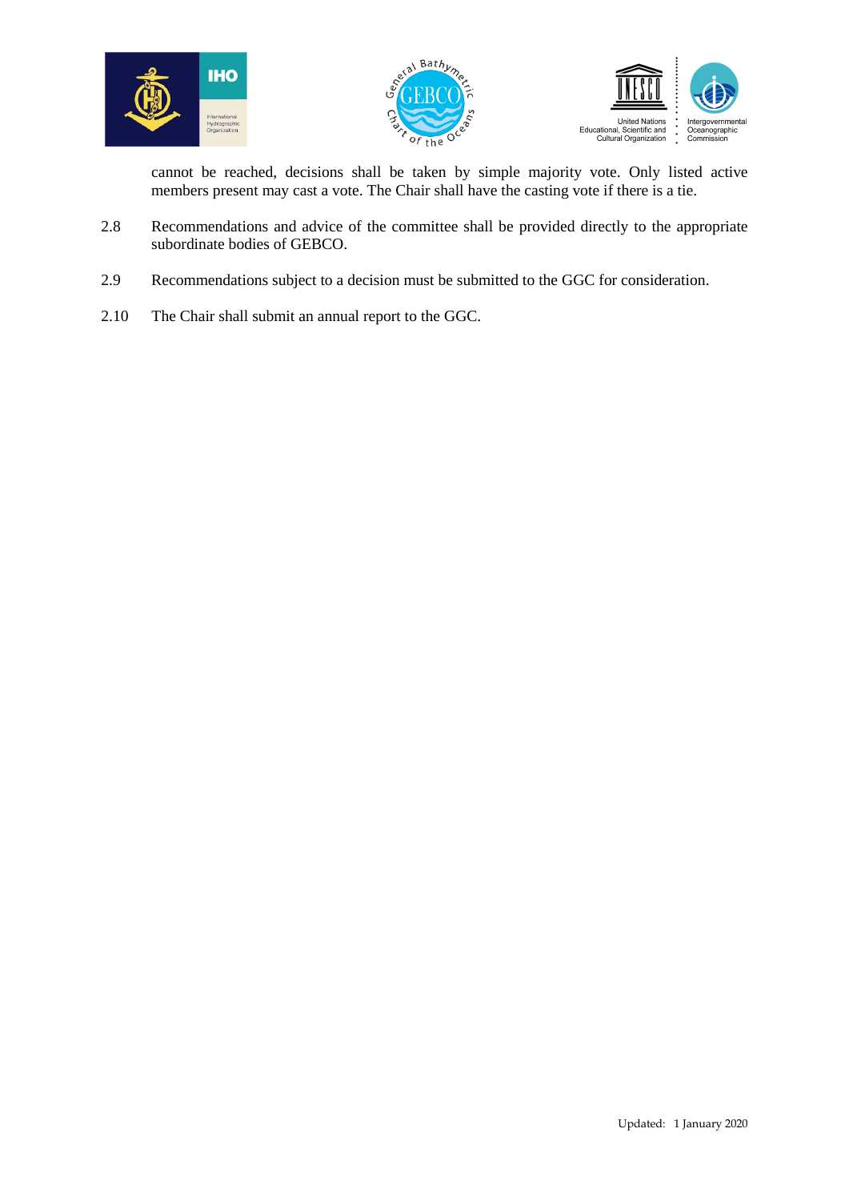cannot be reached, decisions shall be taken by simple majority vote. Only listed active members present may cast a vote. The Chair shall have the casting vote if there is a tie.

2.8 Recommendations and advice of the committee shall be provided directly to the appropriate subordinate bodies of GEBCO.

2.9 Recommendations subject to a decision must be submitted to the GGC for consideration.

2.10 The Chair shall submit an annual report to the GGC.

Updated: 1 January 2020